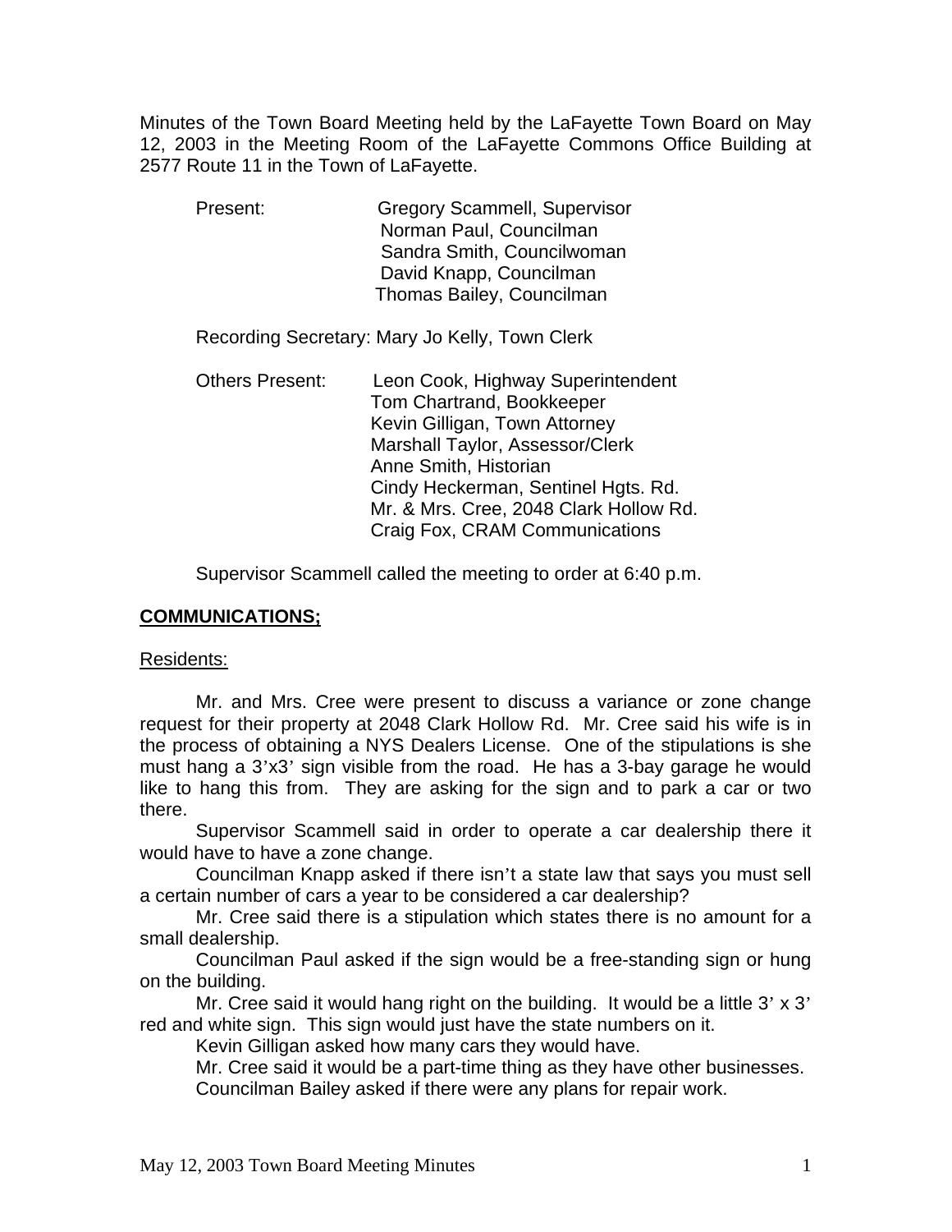Minutes of the Town Board Meeting held by the LaFayette Town Board on May 12, 2003 in the Meeting Room of the LaFayette Commons Office Building at 2577 Route 11 in the Town of LaFayette.

Present: Gregory Scammell, Supervisor
Norman Paul, Councilman
Sandra Smith, Councilwoman
David Knapp, Councilman
Thomas Bailey, Councilman

Recording Secretary: Mary Jo Kelly, Town Clerk

Others Present: Leon Cook, Highway Superintendent
Tom Chartrand, Bookkeeper
Kevin Gilligan, Town Attorney
Marshall Taylor, Assessor/Clerk
Anne Smith, Historian
Cindy Heckerman, Sentinel Hgts. Rd.
Mr. & Mrs. Cree, 2048 Clark Hollow Rd.
Craig Fox, CRAM Communications

Supervisor Scammell called the meeting to order at 6:40 p.m.

**COMMUNICATIONS;**

Residents:

Mr. and Mrs. Cree were present to discuss a variance or zone change request for their property at 2048 Clark Hollow Rd. Mr. Cree said his wife is in the process of obtaining a NYS Dealers License. One of the stipulations is she must hang a 3'x3' sign visible from the road. He has a 3-bay garage he would like to hang this from. They are asking for the sign and to park a car or two there.

Supervisor Scammell said in order to operate a car dealership there it would have to have a zone change.

Councilman Knapp asked if there isn't a state law that says you must sell a certain number of cars a year to be considered a car dealership?

Mr. Cree said there is a stipulation which states there is no amount for a small dealership.

Councilman Paul asked if the sign would be a free-standing sign or hung on the building.

Mr. Cree said it would hang right on the building. It would be a little 3' x 3' red and white sign. This sign would just have the state numbers on it.

Kevin Gilligan asked how many cars they would have.

Mr. Cree said it would be a part-time thing as they have other businesses.

Councilman Bailey asked if there were any plans for repair work.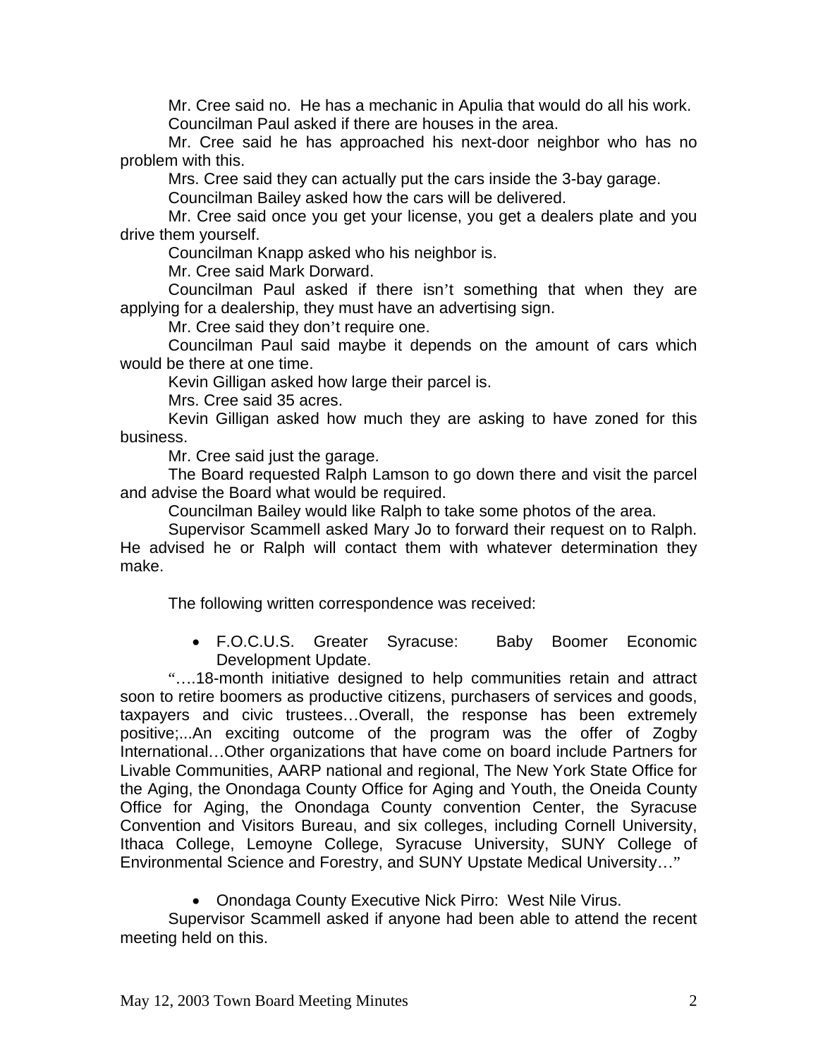Mr. Cree said no. He has a mechanic in Apulia that would do all his work.

Councilman Paul asked if there are houses in the area.

Mr. Cree said he has approached his next-door neighbor who has no problem with this.

Mrs. Cree said they can actually put the cars inside the 3-bay garage.

Councilman Bailey asked how the cars will be delivered.

Mr. Cree said once you get your license, you get a dealers plate and you drive them yourself.

Councilman Knapp asked who his neighbor is.

Mr. Cree said Mark Dorward.

Councilman Paul asked if there isn't something that when they are applying for a dealership, they must have an advertising sign.

Mr. Cree said they don't require one.

Councilman Paul said maybe it depends on the amount of cars which would be there at one time.

Kevin Gilligan asked how large their parcel is.

Mrs. Cree said 35 acres.

Kevin Gilligan asked how much they are asking to have zoned for this business.

Mr. Cree said just the garage.

The Board requested Ralph Lamson to go down there and visit the parcel and advise the Board what would be required.

Councilman Bailey would like Ralph to take some photos of the area.

Supervisor Scammell asked Mary Jo to forward their request on to Ralph. He advised he or Ralph will contact them with whatever determination they make.

The following written correspondence was received:

- F.O.C.U.S. Greater Syracuse: Baby Boomer Economic Development Update.

"….18-month initiative designed to help communities retain and attract soon to retire boomers as productive citizens, purchasers of services and goods, taxpayers and civic trustees…Overall, the response has been extremely positive;...An exciting outcome of the program was the offer of Zogby International…Other organizations that have come on board include Partners for Livable Communities, AARP national and regional, The New York State Office for the Aging, the Onondaga County Office for Aging and Youth, the Oneida County Office for Aging, the Onondaga County convention Center, the Syracuse Convention and Visitors Bureau, and six colleges, including Cornell University, Ithaca College, Lemoyne College, Syracuse University, SUNY College of Environmental Science and Forestry, and SUNY Upstate Medical University…"

- Onondaga County Executive Nick Pirro: West Nile Virus.

Supervisor Scammell asked if anyone had been able to attend the recent meeting held on this.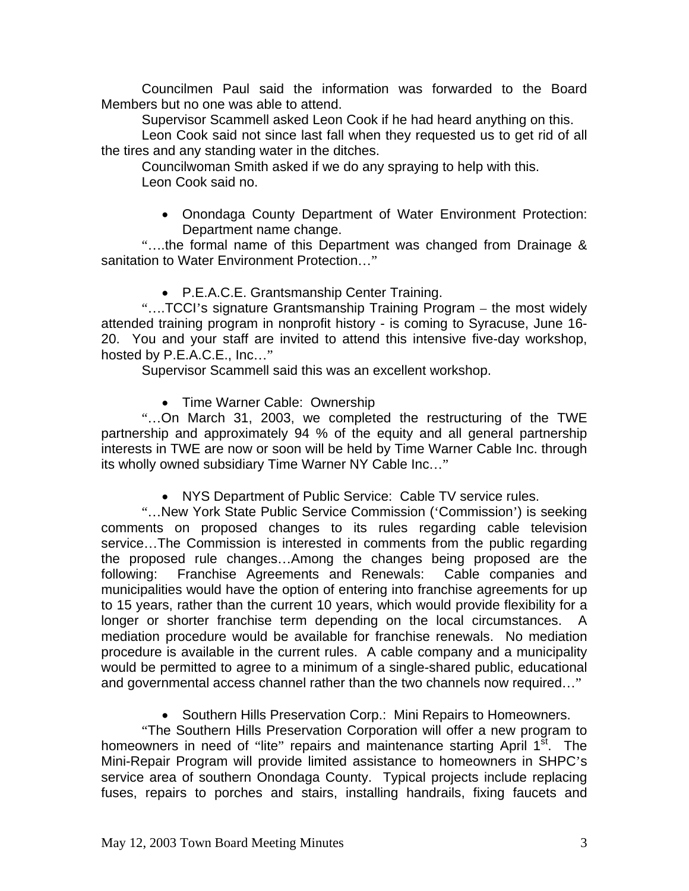Councilmen Paul said the information was forwarded to the Board Members but no one was able to attend.

Supervisor Scammell asked Leon Cook if he had heard anything on this.

Leon Cook said not since last fall when they requested us to get rid of all the tires and any standing water in the ditches.

Councilwoman Smith asked if we do any spraying to help with this.

Leon Cook said no.

- Onondaga County Department of Water Environment Protection: Department name change.

"….the formal name of this Department was changed from Drainage & sanitation to Water Environment Protection…"

- P.E.A.C.E. Grantsmanship Center Training.

"….TCCI's signature Grantsmanship Training Program – the most widely attended training program in nonprofit history - is coming to Syracuse, June 16-20. You and your staff are invited to attend this intensive five-day workshop, hosted by P.E.A.C.E., Inc…"

Supervisor Scammell said this was an excellent workshop.

- Time Warner Cable: Ownership

"…On March 31, 2003, we completed the restructuring of the TWE partnership and approximately 94 % of the equity and all general partnership interests in TWE are now or soon will be held by Time Warner Cable Inc. through its wholly owned subsidiary Time Warner NY Cable Inc…"

- NYS Department of Public Service: Cable TV service rules.

"…New York State Public Service Commission ('Commission') is seeking comments on proposed changes to its rules regarding cable television service…The Commission is interested in comments from the public regarding the proposed rule changes…Among the changes being proposed are the following: Franchise Agreements and Renewals: Cable companies and municipalities would have the option of entering into franchise agreements for up to 15 years, rather than the current 10 years, which would provide flexibility for a longer or shorter franchise term depending on the local circumstances. A mediation procedure would be available for franchise renewals. No mediation procedure is available in the current rules. A cable company and a municipality would be permitted to agree to a minimum of a single-shared public, educational and governmental access channel rather than the two channels now required…"

- Southern Hills Preservation Corp.: Mini Repairs to Homeowners.

"The Southern Hills Preservation Corporation will offer a new program to homeowners in need of "lite" repairs and maintenance starting April 1st. The Mini-Repair Program will provide limited assistance to homeowners in SHPC's service area of southern Onondaga County. Typical projects include replacing fuses, repairs to porches and stairs, installing handrails, fixing faucets and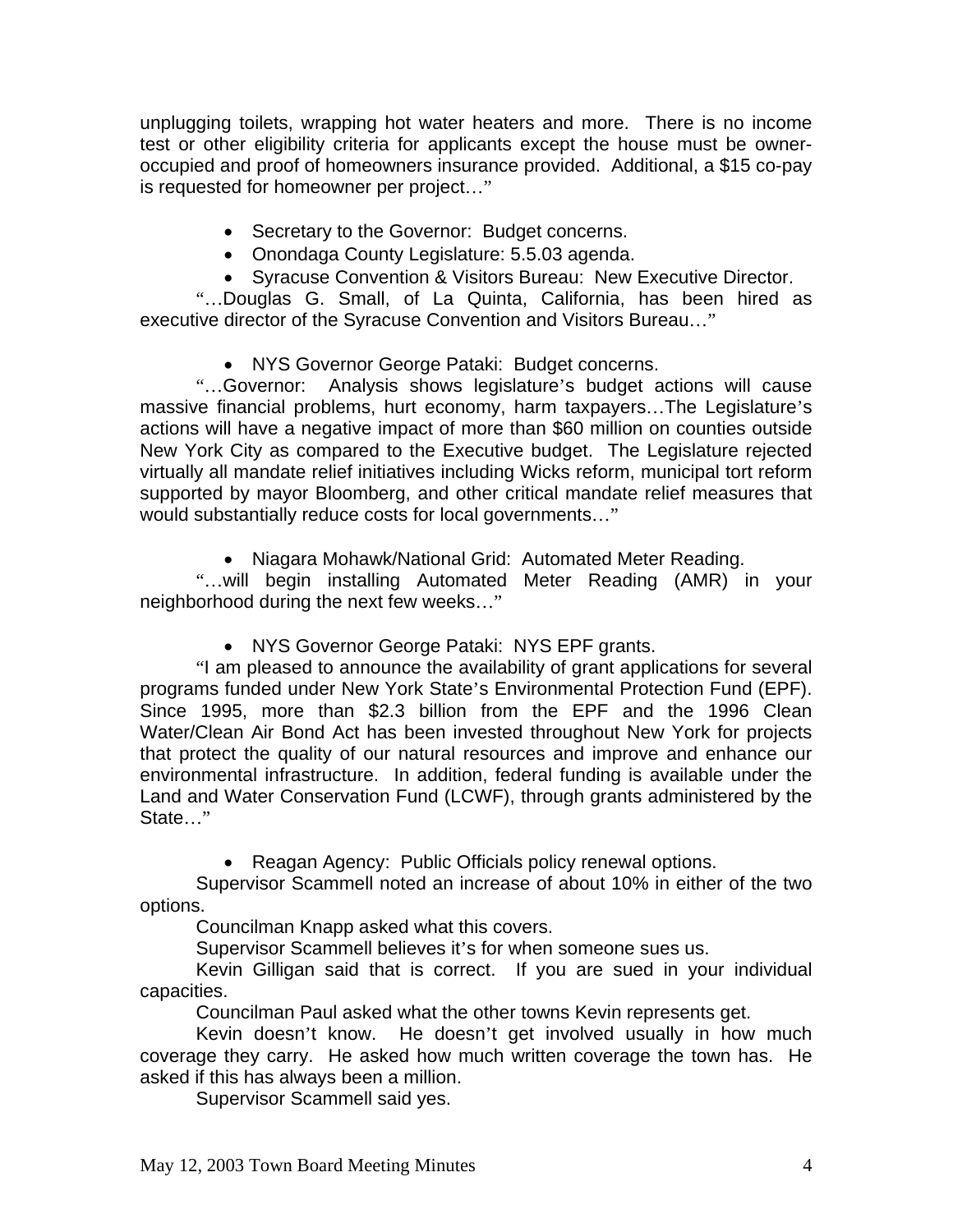unplugging toilets, wrapping hot water heaters and more. There is no income test or other eligibility criteria for applicants except the house must be owner-occupied and proof of homeowners insurance provided. Additional, a $15 co-pay is requested for homeowner per project…"

- Secretary to the Governor: Budget concerns.
- Onondaga County Legislature: 5.5.03 agenda.
- Syracuse Convention & Visitors Bureau: New Executive Director.

"…Douglas G. Small, of La Quinta, California, has been hired as executive director of the Syracuse Convention and Visitors Bureau…"

- NYS Governor George Pataki: Budget concerns.

"…Governor: Analysis shows legislature's budget actions will cause massive financial problems, hurt economy, harm taxpayers…The Legislature's actions will have a negative impact of more than $60 million on counties outside New York City as compared to the Executive budget. The Legislature rejected virtually all mandate relief initiatives including Wicks reform, municipal tort reform supported by mayor Bloomberg, and other critical mandate relief measures that would substantially reduce costs for local governments…"

- Niagara Mohawk/National Grid: Automated Meter Reading.

"…will begin installing Automated Meter Reading (AMR) in your neighborhood during the next few weeks…"

- NYS Governor George Pataki: NYS EPF grants.

"I am pleased to announce the availability of grant applications for several programs funded under New York State's Environmental Protection Fund (EPF). Since 1995, more than $2.3 billion from the EPF and the 1996 Clean Water/Clean Air Bond Act has been invested throughout New York for projects that protect the quality of our natural resources and improve and enhance our environmental infrastructure. In addition, federal funding is available under the Land and Water Conservation Fund (LCWF), through grants administered by the State…"

- Reagan Agency: Public Officials policy renewal options.

Supervisor Scammell noted an increase of about 10% in either of the two options.

Councilman Knapp asked what this covers.

Supervisor Scammell believes it's for when someone sues us.

Kevin Gilligan said that is correct. If you are sued in your individual capacities.

Councilman Paul asked what the other towns Kevin represents get.

Kevin doesn't know. He doesn't get involved usually in how much coverage they carry. He asked how much written coverage the town has. He asked if this has always been a million.

Supervisor Scammell said yes.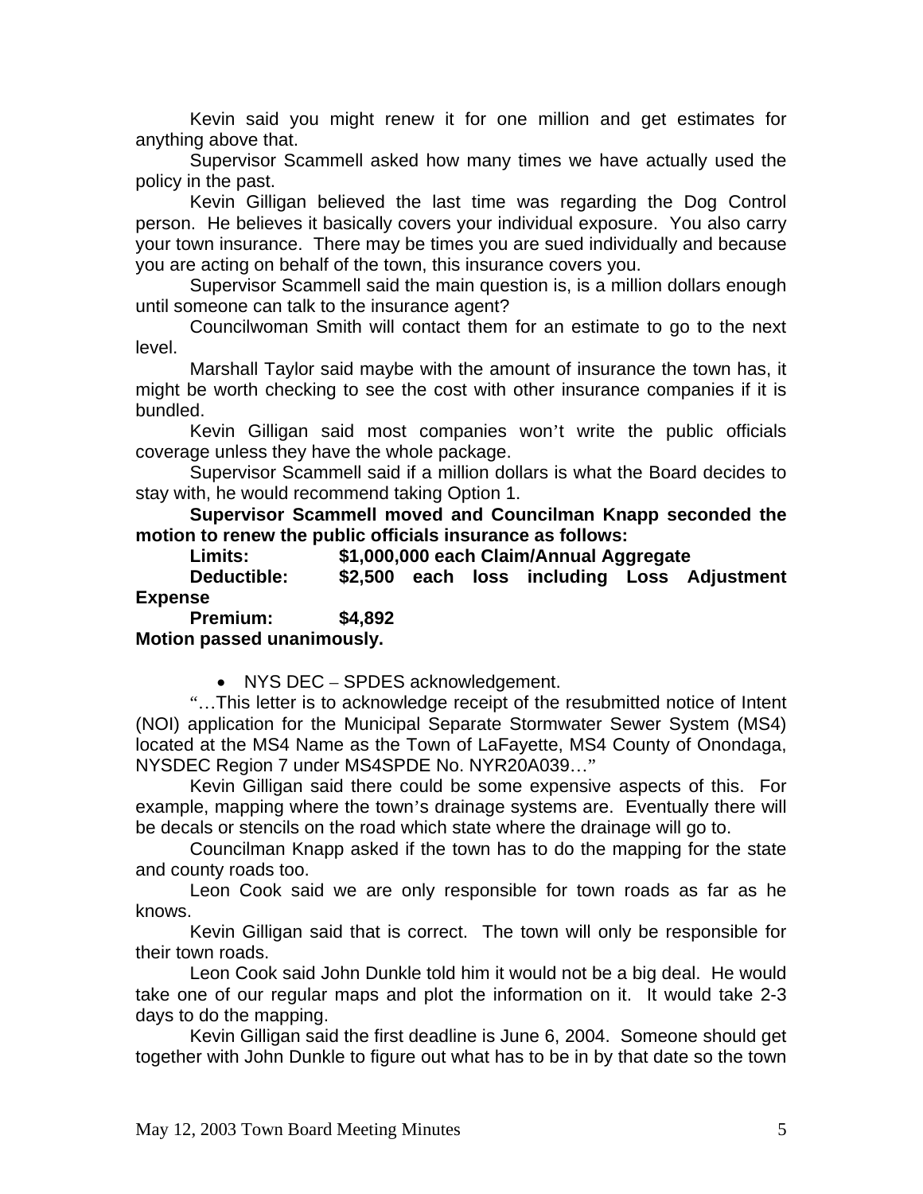Kevin said you might renew it for one million and get estimates for anything above that.

Supervisor Scammell asked how many times we have actually used the policy in the past.

Kevin Gilligan believed the last time was regarding the Dog Control person. He believes it basically covers your individual exposure. You also carry your town insurance. There may be times you are sued individually and because you are acting on behalf of the town, this insurance covers you.

Supervisor Scammell said the main question is, is a million dollars enough until someone can talk to the insurance agent?

Councilwoman Smith will contact them for an estimate to go to the next level.

Marshall Taylor said maybe with the amount of insurance the town has, it might be worth checking to see the cost with other insurance companies if it is bundled.

Kevin Gilligan said most companies won't write the public officials coverage unless they have the whole package.

Supervisor Scammell said if a million dollars is what the Board decides to stay with, he would recommend taking Option 1.

**Supervisor Scammell moved and Councilman Knapp seconded the motion to renew the public officials insurance as follows:**

**Limits: $1,000,000 each Claim/Annual Aggregate**

**Deductible: $2,500 each loss including Loss Adjustment Expense**

**Premium: $4,892**

**Motion passed unanimously.**

- NYS DEC – SPDES acknowledgement.

"…This letter is to acknowledge receipt of the resubmitted notice of Intent (NOI) application for the Municipal Separate Stormwater Sewer System (MS4) located at the MS4 Name as the Town of LaFayette, MS4 County of Onondaga, NYSDEC Region 7 under MS4SPDE No. NYR20A039…"

Kevin Gilligan said there could be some expensive aspects of this. For example, mapping where the town's drainage systems are. Eventually there will be decals or stencils on the road which state where the drainage will go to.

Councilman Knapp asked if the town has to do the mapping for the state and county roads too.

Leon Cook said we are only responsible for town roads as far as he knows.

Kevin Gilligan said that is correct. The town will only be responsible for their town roads.

Leon Cook said John Dunkle told him it would not be a big deal. He would take one of our regular maps and plot the information on it. It would take 2-3 days to do the mapping.

Kevin Gilligan said the first deadline is June 6, 2004. Someone should get together with John Dunkle to figure out what has to be in by that date so the town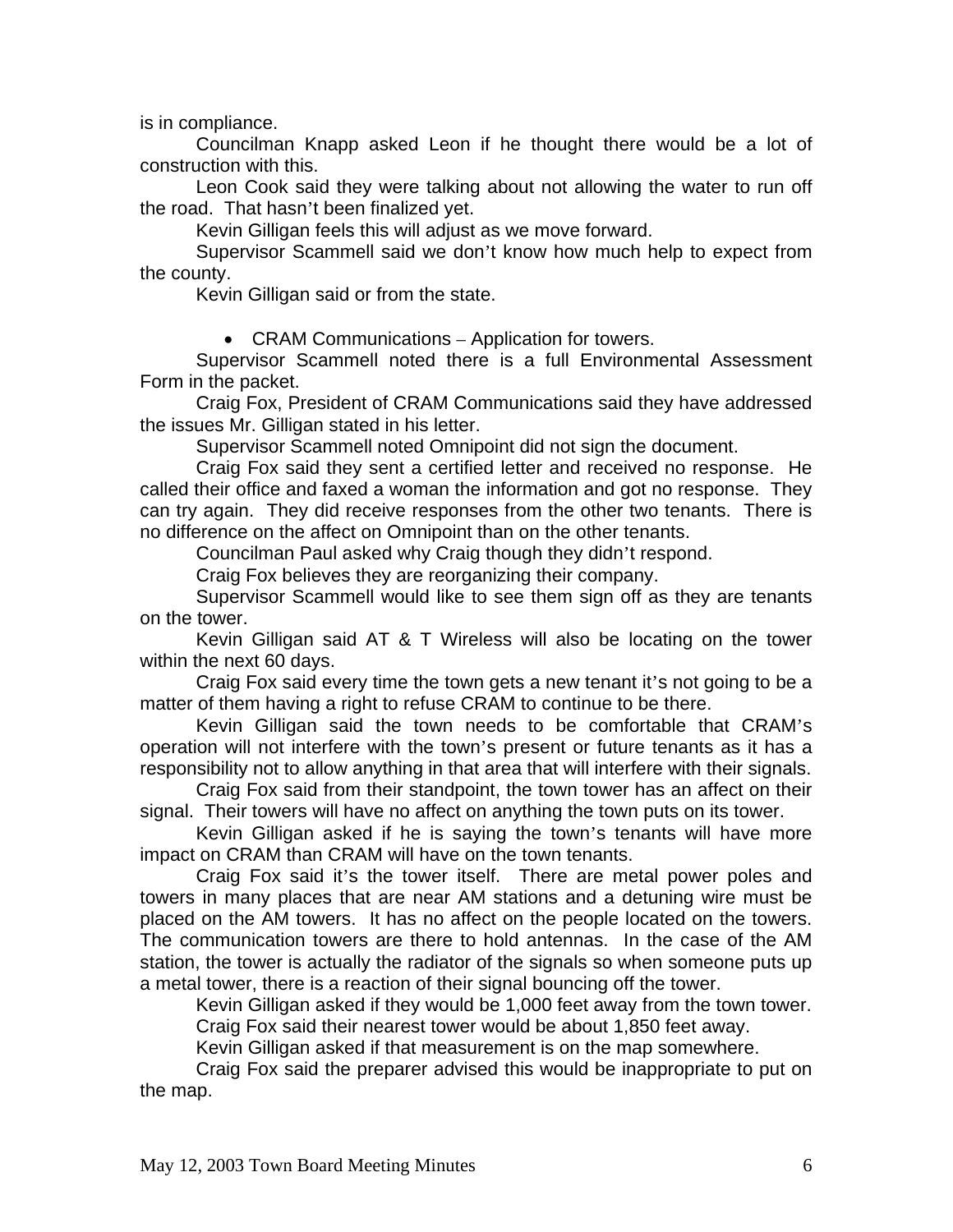is in compliance.

Councilman Knapp asked Leon if he thought there would be a lot of construction with this.

Leon Cook said they were talking about not allowing the water to run off the road. That hasn't been finalized yet.

Kevin Gilligan feels this will adjust as we move forward.

Supervisor Scammell said we don't know how much help to expect from the county.

Kevin Gilligan said or from the state.

- CRAM Communications – Application for towers.

Supervisor Scammell noted there is a full Environmental Assessment Form in the packet.

Craig Fox, President of CRAM Communications said they have addressed the issues Mr. Gilligan stated in his letter.

Supervisor Scammell noted Omnipoint did not sign the document.

Craig Fox said they sent a certified letter and received no response. He called their office and faxed a woman the information and got no response. They can try again. They did receive responses from the other two tenants. There is no difference on the affect on Omnipoint than on the other tenants.

Councilman Paul asked why Craig though they didn't respond.

Craig Fox believes they are reorganizing their company.

Supervisor Scammell would like to see them sign off as they are tenants on the tower.

Kevin Gilligan said AT & T Wireless will also be locating on the tower within the next 60 days.

Craig Fox said every time the town gets a new tenant it's not going to be a matter of them having a right to refuse CRAM to continue to be there.

Kevin Gilligan said the town needs to be comfortable that CRAM's operation will not interfere with the town's present or future tenants as it has a responsibility not to allow anything in that area that will interfere with their signals.

Craig Fox said from their standpoint, the town tower has an affect on their signal. Their towers will have no affect on anything the town puts on its tower.

Kevin Gilligan asked if he is saying the town's tenants will have more impact on CRAM than CRAM will have on the town tenants.

Craig Fox said it's the tower itself. There are metal power poles and towers in many places that are near AM stations and a detuning wire must be placed on the AM towers. It has no affect on the people located on the towers. The communication towers are there to hold antennas. In the case of the AM station, the tower is actually the radiator of the signals so when someone puts up a metal tower, there is a reaction of their signal bouncing off the tower.

Kevin Gilligan asked if they would be 1,000 feet away from the town tower.

Craig Fox said their nearest tower would be about 1,850 feet away.

Kevin Gilligan asked if that measurement is on the map somewhere.

Craig Fox said the preparer advised this would be inappropriate to put on the map.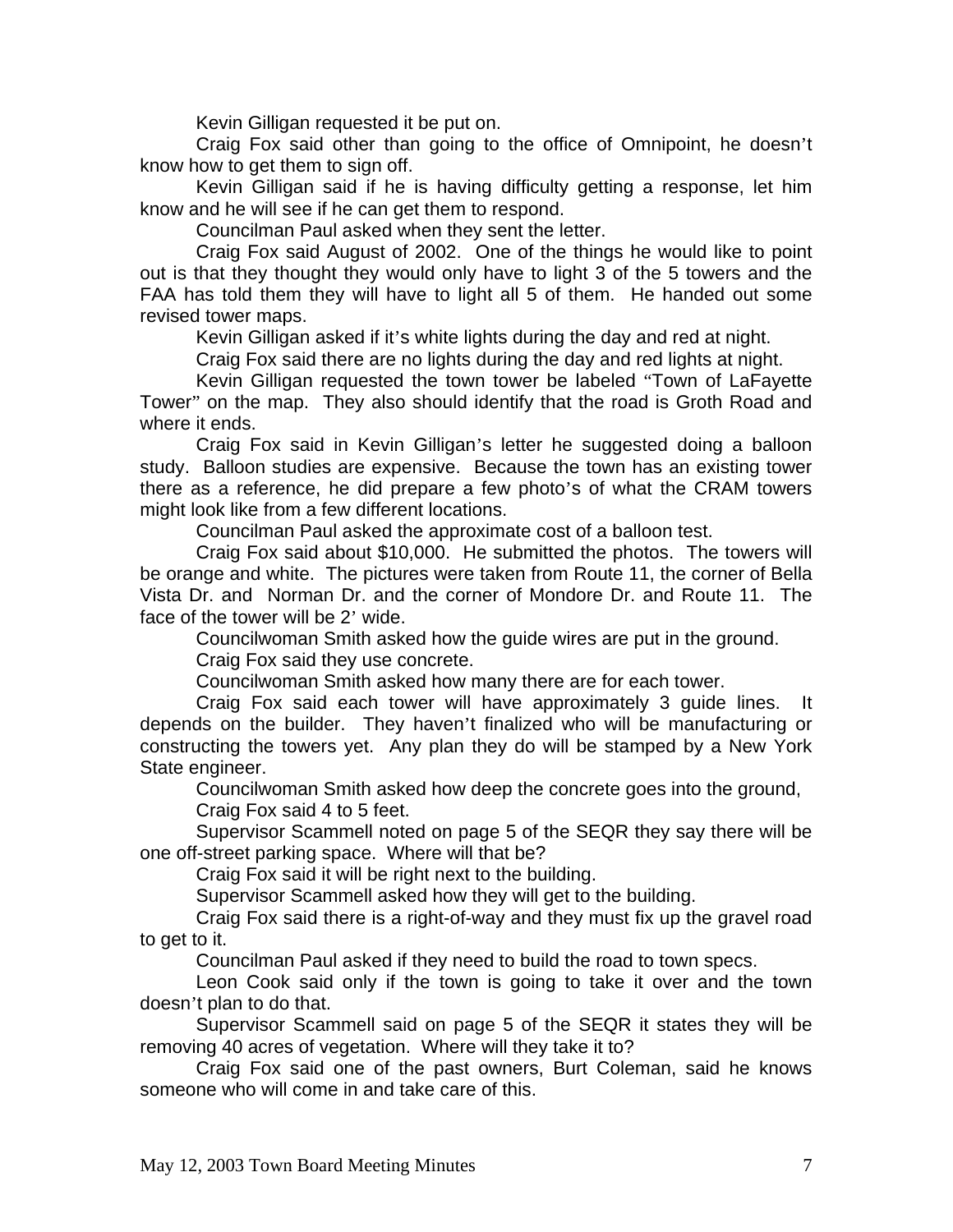Kevin Gilligan requested it be put on.

Craig Fox said other than going to the office of Omnipoint, he doesn't know how to get them to sign off.

Kevin Gilligan said if he is having difficulty getting a response, let him know and he will see if he can get them to respond.

Councilman Paul asked when they sent the letter.

Craig Fox said August of 2002. One of the things he would like to point out is that they thought they would only have to light 3 of the 5 towers and the FAA has told them they will have to light all 5 of them. He handed out some revised tower maps.

Kevin Gilligan asked if it's white lights during the day and red at night.

Craig Fox said there are no lights during the day and red lights at night.

Kevin Gilligan requested the town tower be labeled "Town of LaFayette Tower" on the map. They also should identify that the road is Groth Road and where it ends.

Craig Fox said in Kevin Gilligan's letter he suggested doing a balloon study. Balloon studies are expensive. Because the town has an existing tower there as a reference, he did prepare a few photo's of what the CRAM towers might look like from a few different locations.

Councilman Paul asked the approximate cost of a balloon test.

Craig Fox said about $10,000. He submitted the photos. The towers will be orange and white. The pictures were taken from Route 11, the corner of Bella Vista Dr. and Norman Dr. and the corner of Mondore Dr. and Route 11. The face of the tower will be 2' wide.

Councilwoman Smith asked how the guide wires are put in the ground.

Craig Fox said they use concrete.

Councilwoman Smith asked how many there are for each tower.

Craig Fox said each tower will have approximately 3 guide lines. It depends on the builder. They haven't finalized who will be manufacturing or constructing the towers yet. Any plan they do will be stamped by a New York State engineer.

Councilwoman Smith asked how deep the concrete goes into the ground,

Craig Fox said 4 to 5 feet.

Supervisor Scammell noted on page 5 of the SEQR they say there will be one off-street parking space. Where will that be?

Craig Fox said it will be right next to the building.

Supervisor Scammell asked how they will get to the building.

Craig Fox said there is a right-of-way and they must fix up the gravel road to get to it.

Councilman Paul asked if they need to build the road to town specs.

Leon Cook said only if the town is going to take it over and the town doesn't plan to do that.

Supervisor Scammell said on page 5 of the SEQR it states they will be removing 40 acres of vegetation. Where will they take it to?

Craig Fox said one of the past owners, Burt Coleman, said he knows someone who will come in and take care of this.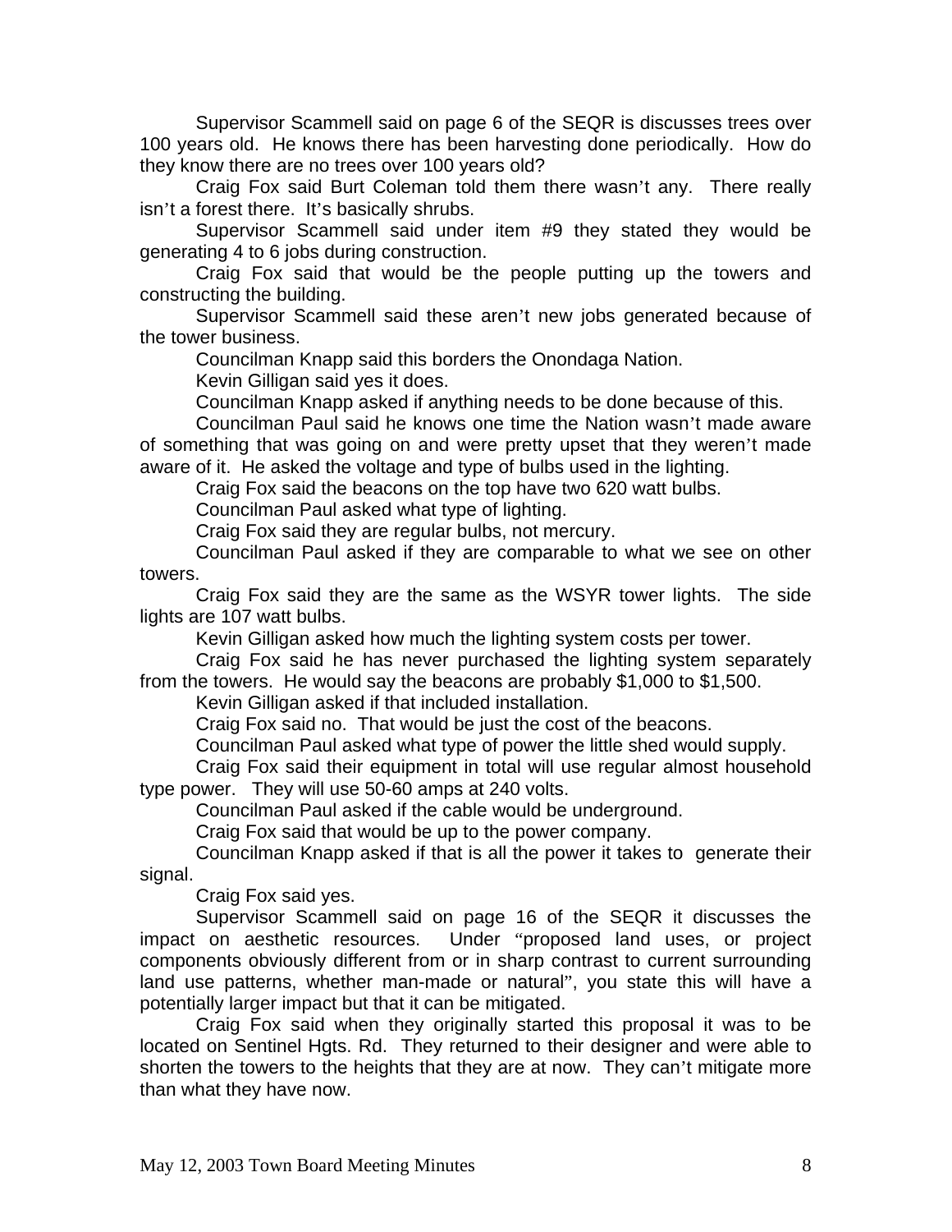Supervisor Scammell said on page 6 of the SEQR is discusses trees over 100 years old. He knows there has been harvesting done periodically. How do they know there are no trees over 100 years old?

Craig Fox said Burt Coleman told them there wasn't any. There really isn't a forest there. It's basically shrubs.

Supervisor Scammell said under item #9 they stated they would be generating 4 to 6 jobs during construction.

Craig Fox said that would be the people putting up the towers and constructing the building.

Supervisor Scammell said these aren't new jobs generated because of the tower business.

Councilman Knapp said this borders the Onondaga Nation.

Kevin Gilligan said yes it does.

Councilman Knapp asked if anything needs to be done because of this.

Councilman Paul said he knows one time the Nation wasn't made aware of something that was going on and were pretty upset that they weren't made aware of it. He asked the voltage and type of bulbs used in the lighting.

Craig Fox said the beacons on the top have two 620 watt bulbs.

Councilman Paul asked what type of lighting.

Craig Fox said they are regular bulbs, not mercury.

Councilman Paul asked if they are comparable to what we see on other towers.

Craig Fox said they are the same as the WSYR tower lights. The side lights are 107 watt bulbs.

Kevin Gilligan asked how much the lighting system costs per tower.

Craig Fox said he has never purchased the lighting system separately from the towers. He would say the beacons are probably $1,000 to $1,500.

Kevin Gilligan asked if that included installation.

Craig Fox said no. That would be just the cost of the beacons.

Councilman Paul asked what type of power the little shed would supply.

Craig Fox said their equipment in total will use regular almost household type power. They will use 50-60 amps at 240 volts.

Councilman Paul asked if the cable would be underground.

Craig Fox said that would be up to the power company.

Councilman Knapp asked if that is all the power it takes to generate their signal.

Craig Fox said yes.

Supervisor Scammell said on page 16 of the SEQR it discusses the impact on aesthetic resources. Under "proposed land uses, or project components obviously different from or in sharp contrast to current surrounding land use patterns, whether man-made or natural", you state this will have a potentially larger impact but that it can be mitigated.

Craig Fox said when they originally started this proposal it was to be located on Sentinel Hgts. Rd. They returned to their designer and were able to shorten the towers to the heights that they are at now. They can't mitigate more than what they have now.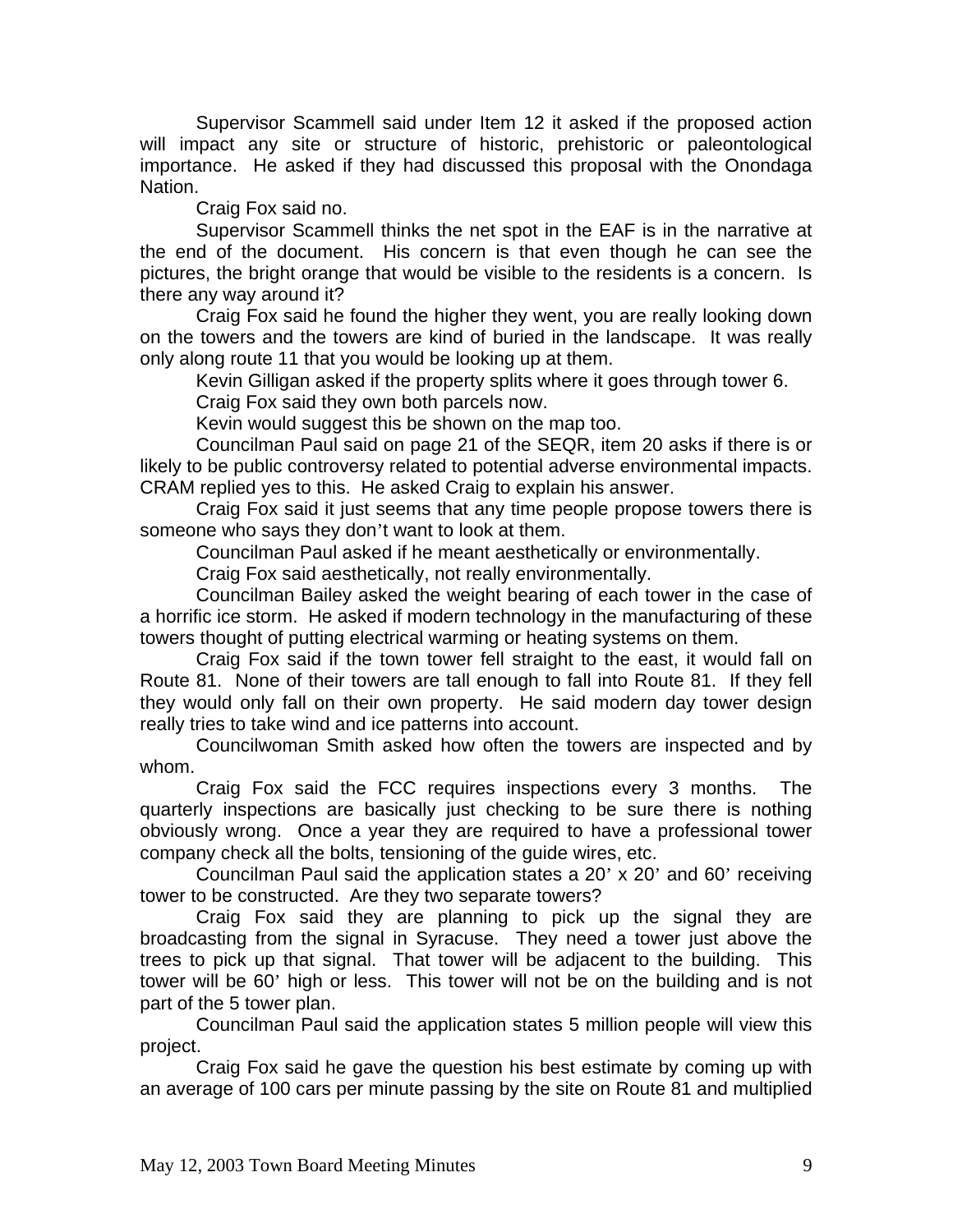Supervisor Scammell said under Item 12 it asked if the proposed action will impact any site or structure of historic, prehistoric or paleontological importance. He asked if they had discussed this proposal with the Onondaga Nation.

Craig Fox said no.

Supervisor Scammell thinks the net spot in the EAF is in the narrative at the end of the document. His concern is that even though he can see the pictures, the bright orange that would be visible to the residents is a concern. Is there any way around it?

Craig Fox said he found the higher they went, you are really looking down on the towers and the towers are kind of buried in the landscape. It was really only along route 11 that you would be looking up at them.

Kevin Gilligan asked if the property splits where it goes through tower 6.

Craig Fox said they own both parcels now.

Kevin would suggest this be shown on the map too.

Councilman Paul said on page 21 of the SEQR, item 20 asks if there is or likely to be public controversy related to potential adverse environmental impacts. CRAM replied yes to this. He asked Craig to explain his answer.

Craig Fox said it just seems that any time people propose towers there is someone who says they don't want to look at them.

Councilman Paul asked if he meant aesthetically or environmentally.

Craig Fox said aesthetically, not really environmentally.

Councilman Bailey asked the weight bearing of each tower in the case of a horrific ice storm. He asked if modern technology in the manufacturing of these towers thought of putting electrical warming or heating systems on them.

Craig Fox said if the town tower fell straight to the east, it would fall on Route 81. None of their towers are tall enough to fall into Route 81. If they fell they would only fall on their own property. He said modern day tower design really tries to take wind and ice patterns into account.

Councilwoman Smith asked how often the towers are inspected and by whom.

Craig Fox said the FCC requires inspections every 3 months. The quarterly inspections are basically just checking to be sure there is nothing obviously wrong. Once a year they are required to have a professional tower company check all the bolts, tensioning of the guide wires, etc.

Councilman Paul said the application states a 20' x 20' and 60' receiving tower to be constructed. Are they two separate towers?

Craig Fox said they are planning to pick up the signal they are broadcasting from the signal in Syracuse. They need a tower just above the trees to pick up that signal. That tower will be adjacent to the building. This tower will be 60' high or less. This tower will not be on the building and is not part of the 5 tower plan.

Councilman Paul said the application states 5 million people will view this project.

Craig Fox said he gave the question his best estimate by coming up with an average of 100 cars per minute passing by the site on Route 81 and multiplied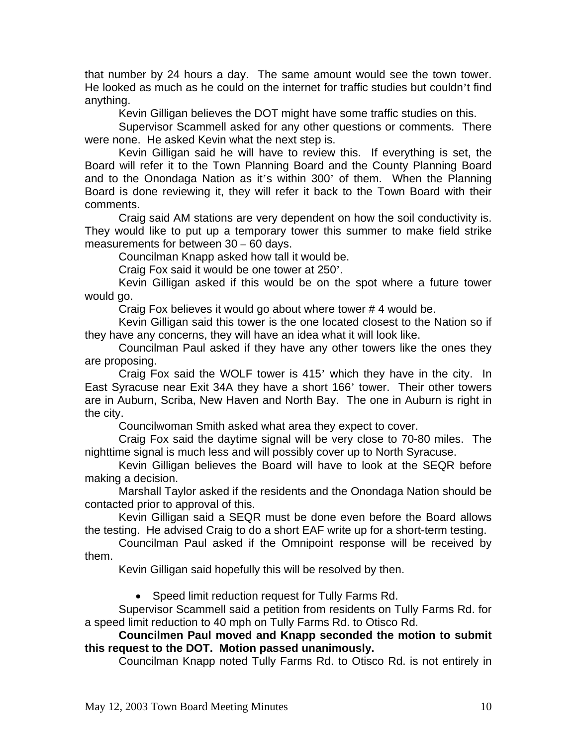that number by 24 hours a day. The same amount would see the town tower. He looked as much as he could on the internet for traffic studies but couldn't find anything.

Kevin Gilligan believes the DOT might have some traffic studies on this.

Supervisor Scammell asked for any other questions or comments. There were none. He asked Kevin what the next step is.

Kevin Gilligan said he will have to review this. If everything is set, the Board will refer it to the Town Planning Board and the County Planning Board and to the Onondaga Nation as it's within 300' of them. When the Planning Board is done reviewing it, they will refer it back to the Town Board with their comments.

Craig said AM stations are very dependent on how the soil conductivity is. They would like to put up a temporary tower this summer to make field strike measurements for between 30 – 60 days.

Councilman Knapp asked how tall it would be.

Craig Fox said it would be one tower at 250'.

Kevin Gilligan asked if this would be on the spot where a future tower would go.

Craig Fox believes it would go about where tower # 4 would be.

Kevin Gilligan said this tower is the one located closest to the Nation so if they have any concerns, they will have an idea what it will look like.

Councilman Paul asked if they have any other towers like the ones they are proposing.

Craig Fox said the WOLF tower is 415' which they have in the city. In East Syracuse near Exit 34A they have a short 166' tower. Their other towers are in Auburn, Scriba, New Haven and North Bay. The one in Auburn is right in the city.

Councilwoman Smith asked what area they expect to cover.

Craig Fox said the daytime signal will be very close to 70-80 miles. The nighttime signal is much less and will possibly cover up to North Syracuse.

Kevin Gilligan believes the Board will have to look at the SEQR before making a decision.

Marshall Taylor asked if the residents and the Onondaga Nation should be contacted prior to approval of this.

Kevin Gilligan said a SEQR must be done even before the Board allows the testing. He advised Craig to do a short EAF write up for a short-term testing.

Councilman Paul asked if the Omnipoint response will be received by them.

Kevin Gilligan said hopefully this will be resolved by then.

- Speed limit reduction request for Tully Farms Rd.

Supervisor Scammell said a petition from residents on Tully Farms Rd. for a speed limit reduction to 40 mph on Tully Farms Rd. to Otisco Rd.

**Councilmen Paul moved and Knapp seconded the motion to submit this request to the DOT. Motion passed unanimously.**

Councilman Knapp noted Tully Farms Rd. to Otisco Rd. is not entirely in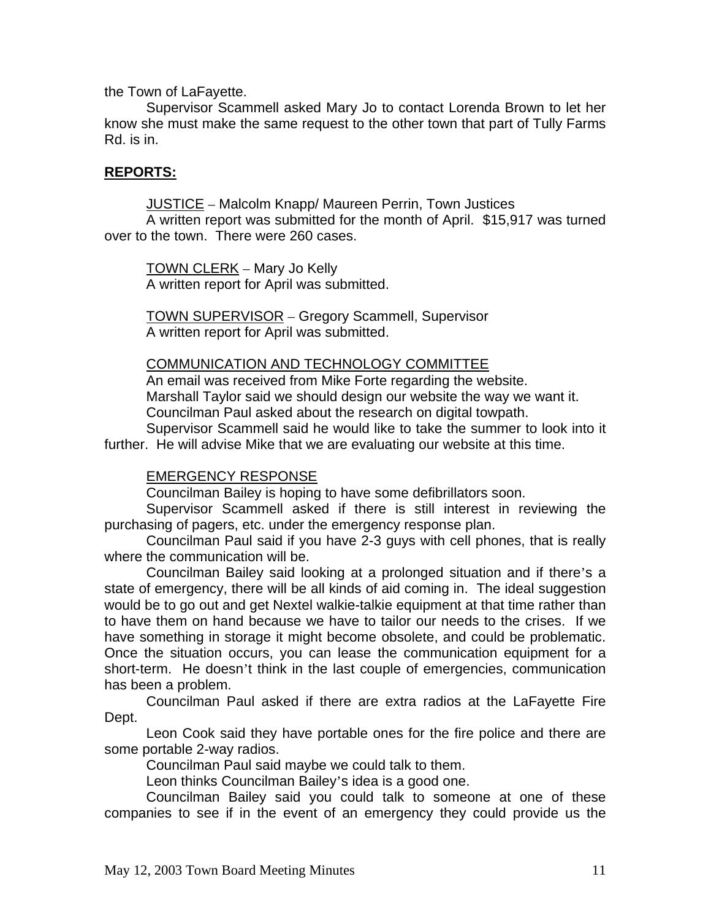the Town of LaFayette.

Supervisor Scammell asked Mary Jo to contact Lorenda Brown to let her know she must make the same request to the other town that part of Tully Farms Rd. is in.

**REPORTS:**

JUSTICE – Malcolm Knapp/ Maureen Perrin, Town Justices

A written report was submitted for the month of April. $15,917 was turned over to the town. There were 260 cases.

TOWN CLERK – Mary Jo Kelly

A written report for April was submitted.

TOWN SUPERVISOR – Gregory Scammell, Supervisor

A written report for April was submitted.

COMMUNICATION AND TECHNOLOGY COMMITTEE

An email was received from Mike Forte regarding the website.

Marshall Taylor said we should design our website the way we want it.

Councilman Paul asked about the research on digital towpath.

Supervisor Scammell said he would like to take the summer to look into it further. He will advise Mike that we are evaluating our website at this time.

EMERGENCY RESPONSE

Councilman Bailey is hoping to have some defibrillators soon.

Supervisor Scammell asked if there is still interest in reviewing the purchasing of pagers, etc. under the emergency response plan.

Councilman Paul said if you have 2-3 guys with cell phones, that is really where the communication will be.

Councilman Bailey said looking at a prolonged situation and if there's a state of emergency, there will be all kinds of aid coming in. The ideal suggestion would be to go out and get Nextel walkie-talkie equipment at that time rather than to have them on hand because we have to tailor our needs to the crises. If we have something in storage it might become obsolete, and could be problematic. Once the situation occurs, you can lease the communication equipment for a short-term. He doesn't think in the last couple of emergencies, communication has been a problem.

Councilman Paul asked if there are extra radios at the LaFayette Fire Dept.

Leon Cook said they have portable ones for the fire police and there are some portable 2-way radios.

Councilman Paul said maybe we could talk to them.

Leon thinks Councilman Bailey's idea is a good one.

Councilman Bailey said you could talk to someone at one of these companies to see if in the event of an emergency they could provide us the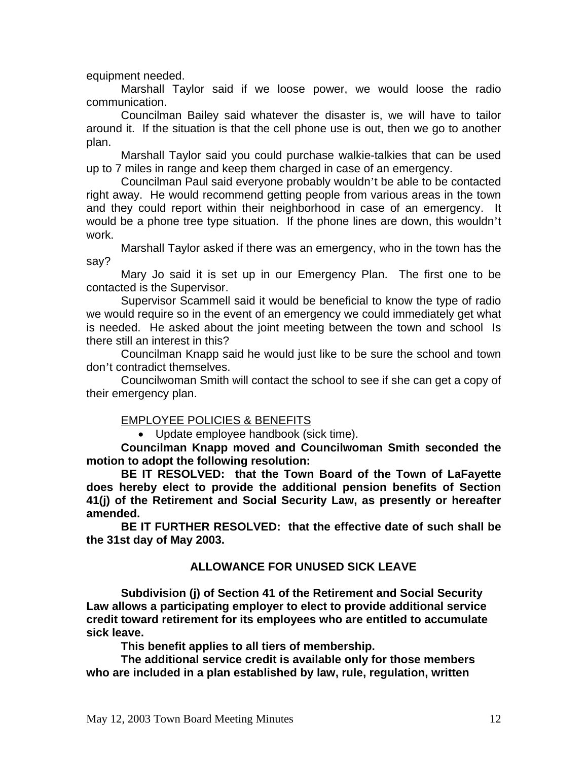equipment needed.

Marshall Taylor said if we loose power, we would loose the radio communication.

Councilman Bailey said whatever the disaster is, we will have to tailor around it. If the situation is that the cell phone use is out, then we go to another plan.

Marshall Taylor said you could purchase walkie-talkies that can be used up to 7 miles in range and keep them charged in case of an emergency.

Councilman Paul said everyone probably wouldn't be able to be contacted right away. He would recommend getting people from various areas in the town and they could report within their neighborhood in case of an emergency. It would be a phone tree type situation. If the phone lines are down, this wouldn't work.

Marshall Taylor asked if there was an emergency, who in the town has the say?

Mary Jo said it is set up in our Emergency Plan. The first one to be contacted is the Supervisor.

Supervisor Scammell said it would be beneficial to know the type of radio we would require so in the event of an emergency we could immediately get what is needed. He asked about the joint meeting between the town and school Is there still an interest in this?

Councilman Knapp said he would just like to be sure the school and town don't contradict themselves.

Councilwoman Smith will contact the school to see if she can get a copy of their emergency plan.

<u>EMPLOYEE POLICIES & BENEFITS</u>

- Update employee handbook (sick time).

**Councilman Knapp moved and Councilwoman Smith seconded the motion to adopt the following resolution:**

**BE IT RESOLVED: that the Town Board of the Town of LaFayette does hereby elect to provide the additional pension benefits of Section 41(j) of the Retirement and Social Security Law, as presently or hereafter amended.**

**BE IT FURTHER RESOLVED: that the effective date of such shall be the 31st day of May 2003.**

**ALLOWANCE FOR UNUSED SICK LEAVE**

**Subdivision (j) of Section 41 of the Retirement and Social Security Law allows a participating employer to elect to provide additional service credit toward retirement for its employees who are entitled to accumulate sick leave.**

**This benefit applies to all tiers of membership.**

**The additional service credit is available only for those members who are included in a plan established by law, rule, regulation, written**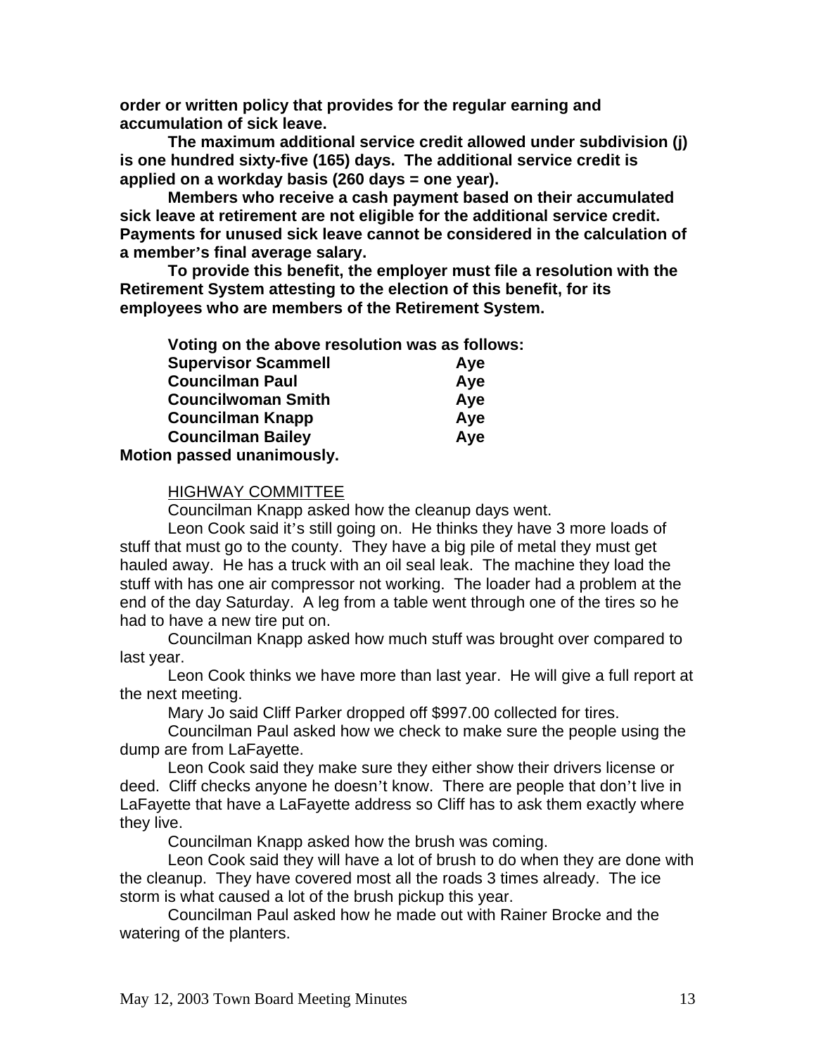**order or written policy that provides for the regular earning and accumulation of sick leave.**

**The maximum additional service credit allowed under subdivision (j) is one hundred sixty-five (165) days. The additional service credit is applied on a workday basis (260 days = one year).**

**Members who receive a cash payment based on their accumulated sick leave at retirement are not eligible for the additional service credit. Payments for unused sick leave cannot be considered in the calculation of a member's final average salary.**

**To provide this benefit, the employer must file a resolution with the Retirement System attesting to the election of this benefit, for its employees who are members of the Retirement System.**

**Voting on the above resolution was as follows:**

| | |
|---|---|
| **Supervisor Scammell** | **Aye** |
| **Councilman Paul** | **Aye** |
| **Councilwoman Smith** | **Aye** |
| **Councilman Knapp** | **Aye** |
| **Councilman Bailey** | **Aye** |

**Motion passed unanimously.**

HIGHWAY COMMITTEE

Councilman Knapp asked how the cleanup days went.

Leon Cook said it's still going on. He thinks they have 3 more loads of stuff that must go to the county. They have a big pile of metal they must get hauled away. He has a truck with an oil seal leak. The machine they load the stuff with has one air compressor not working. The loader had a problem at the end of the day Saturday. A leg from a table went through one of the tires so he had to have a new tire put on.

Councilman Knapp asked how much stuff was brought over compared to last year.

Leon Cook thinks we have more than last year. He will give a full report at the next meeting.

Mary Jo said Cliff Parker dropped off $997.00 collected for tires.

Councilman Paul asked how we check to make sure the people using the dump are from LaFayette.

Leon Cook said they make sure they either show their drivers license or deed. Cliff checks anyone he doesn't know. There are people that don't live in LaFayette that have a LaFayette address so Cliff has to ask them exactly where they live.

Councilman Knapp asked how the brush was coming.

Leon Cook said they will have a lot of brush to do when they are done with the cleanup. They have covered most all the roads 3 times already. The ice storm is what caused a lot of the brush pickup this year.

Councilman Paul asked how he made out with Rainer Brocke and the watering of the planters.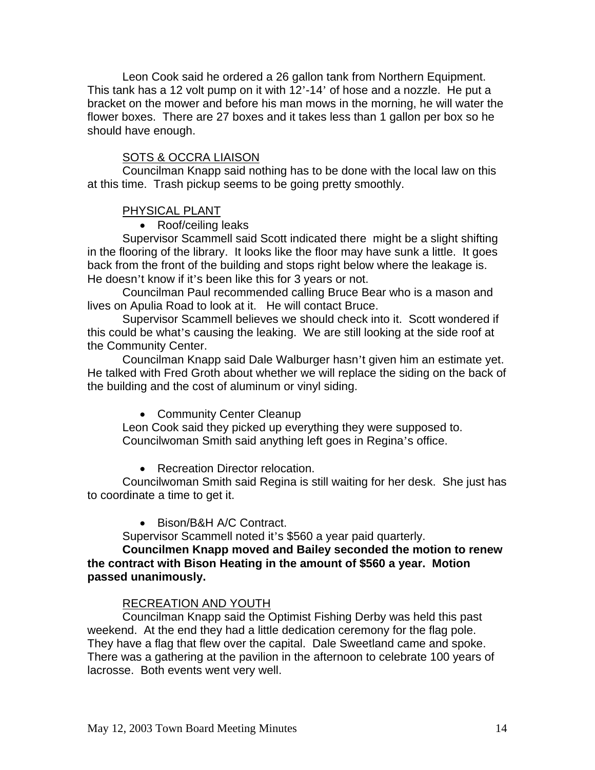Leon Cook said he ordered a 26 gallon tank from Northern Equipment. This tank has a 12 volt pump on it with 12'-14' of hose and a nozzle. He put a bracket on the mower and before his man mows in the morning, he will water the flower boxes. There are 27 boxes and it takes less than 1 gallon per box so he should have enough.

SOTS & OCCRA LIAISON

Councilman Knapp said nothing has to be done with the local law on this at this time. Trash pickup seems to be going pretty smoothly.

PHYSICAL PLANT

- Roof/ceiling leaks

Supervisor Scammell said Scott indicated there might be a slight shifting in the flooring of the library. It looks like the floor may have sunk a little. It goes back from the front of the building and stops right below where the leakage is. He doesn't know if it's been like this for 3 years or not.

Councilman Paul recommended calling Bruce Bear who is a mason and lives on Apulia Road to look at it. He will contact Bruce.

Supervisor Scammell believes we should check into it. Scott wondered if this could be what's causing the leaking. We are still looking at the side roof at the Community Center.

Councilman Knapp said Dale Walburger hasn't given him an estimate yet. He talked with Fred Groth about whether we will replace the siding on the back of the building and the cost of aluminum or vinyl siding.

- Community Center Cleanup

Leon Cook said they picked up everything they were supposed to. Councilwoman Smith said anything left goes in Regina's office.

- Recreation Director relocation.

Councilwoman Smith said Regina is still waiting for her desk. She just has to coordinate a time to get it.

- Bison/B&H A/C Contract.

Supervisor Scammell noted it's $560 a year paid quarterly.

**Councilmen Knapp moved and Bailey seconded the motion to renew the contract with Bison Heating in the amount of $560 a year. Motion passed unanimously.**

RECREATION AND YOUTH

Councilman Knapp said the Optimist Fishing Derby was held this past weekend. At the end they had a little dedication ceremony for the flag pole. They have a flag that flew over the capital. Dale Sweetland came and spoke. There was a gathering at the pavilion in the afternoon to celebrate 100 years of lacrosse. Both events went very well.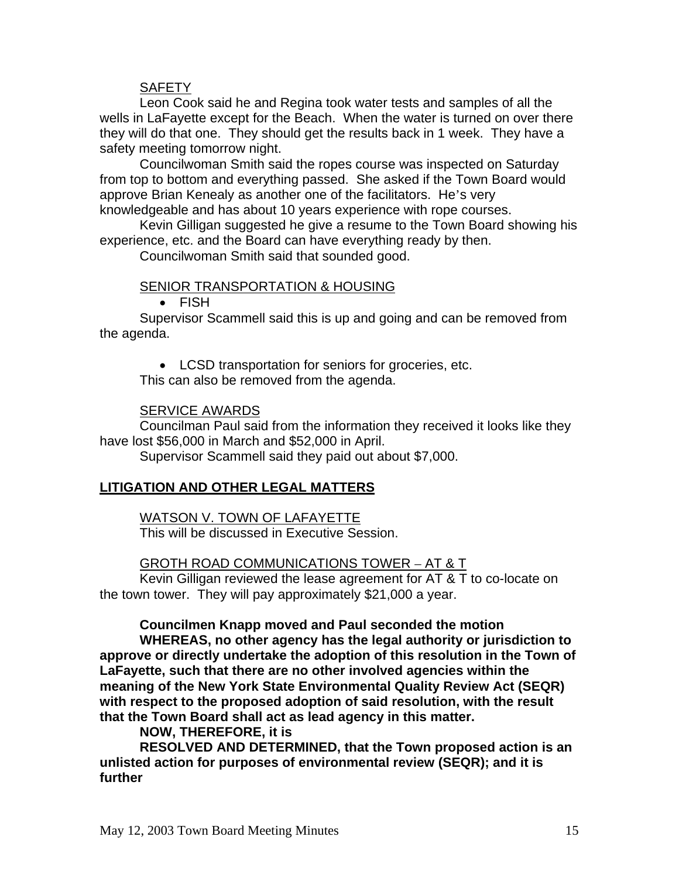SAFETY

Leon Cook said he and Regina took water tests and samples of all the wells in LaFayette except for the Beach. When the water is turned on over there they will do that one. They should get the results back in 1 week. They have a safety meeting tomorrow night.

Councilwoman Smith said the ropes course was inspected on Saturday from top to bottom and everything passed. She asked if the Town Board would approve Brian Kenealy as another one of the facilitators. He's very knowledgeable and has about 10 years experience with rope courses.

Kevin Gilligan suggested he give a resume to the Town Board showing his experience, etc. and the Board can have everything ready by then.

Councilwoman Smith said that sounded good.

SENIOR TRANSPORTATION & HOUSING

- FISH

Supervisor Scammell said this is up and going and can be removed from the agenda.

- LCSD transportation for seniors for groceries, etc.

This can also be removed from the agenda.

SERVICE AWARDS

Councilman Paul said from the information they received it looks like they have lost $56,000 in March and $52,000 in April.

Supervisor Scammell said they paid out about $7,000.

## LITIGATION AND OTHER LEGAL MATTERS

WATSON V. TOWN OF LAFAYETTE

This will be discussed in Executive Session.

GROTH ROAD COMMUNICATIONS TOWER – AT & T

Kevin Gilligan reviewed the lease agreement for AT & T to co-locate on the town tower. They will pay approximately $21,000 a year.

**Councilmen Knapp moved and Paul seconded the motion**

**WHEREAS, no other agency has the legal authority or jurisdiction to approve or directly undertake the adoption of this resolution in the Town of LaFayette, such that there are no other involved agencies within the meaning of the New York State Environmental Quality Review Act (SEQR) with respect to the proposed adoption of said resolution, with the result that the Town Board shall act as lead agency in this matter.**

**NOW, THEREFORE, it is**

**RESOLVED AND DETERMINED, that the Town proposed action is an unlisted action for purposes of environmental review (SEQR); and it is further**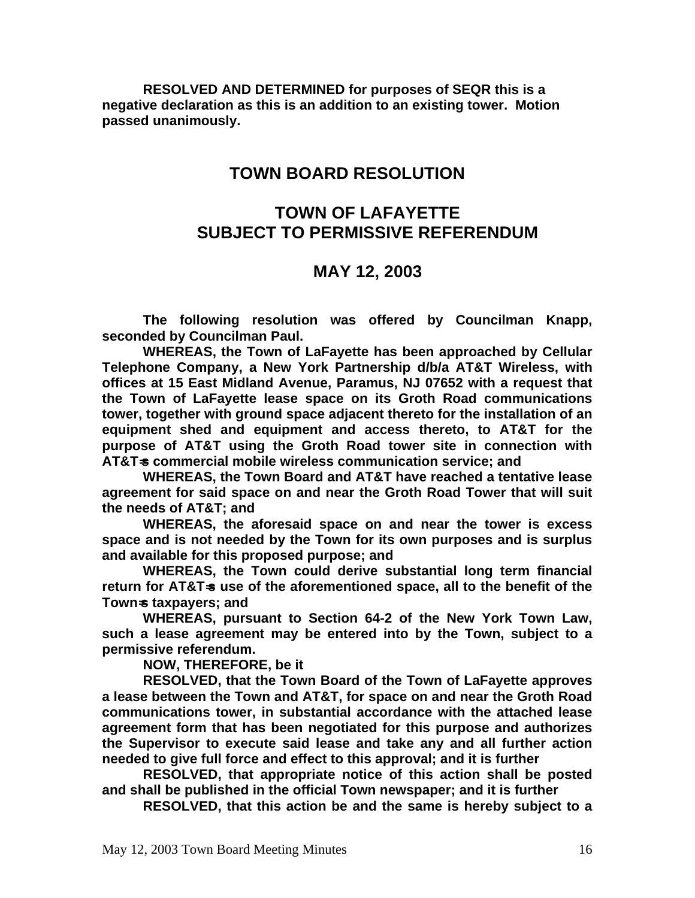**RESOLVED AND DETERMINED for purposes of SEQR this is a negative declaration as this is an addition to an existing tower. Motion passed unanimously.**

## TOWN BOARD RESOLUTION

## TOWN OF LAFAYETTE
## SUBJECT TO PERMISSIVE REFERENDUM

## MAY 12, 2003

**The following resolution was offered by Councilman Knapp, seconded by Councilman Paul.**

**WHEREAS, the Town of LaFayette has been approached by Cellular Telephone Company, a New York Partnership d/b/a AT&T Wireless, with offices at 15 East Midland Avenue, Paramus, NJ 07652 with a request that the Town of LaFayette lease space on its Groth Road communications tower, together with ground space adjacent thereto for the installation of an equipment shed and equipment and access thereto, to AT&T for the purpose of AT&T using the Groth Road tower site in connection with AT&T=s commercial mobile wireless communication service; and**

**WHEREAS, the Town Board and AT&T have reached a tentative lease agreement for said space on and near the Groth Road Tower that will suit the needs of AT&T; and**

**WHEREAS, the aforesaid space on and near the tower is excess space and is not needed by the Town for its own purposes and is surplus and available for this proposed purpose; and**

**WHEREAS, the Town could derive substantial long term financial return for AT&T=s use of the aforementioned space, all to the benefit of the Town=s taxpayers; and**

**WHEREAS, pursuant to Section 64-2 of the New York Town Law, such a lease agreement may be entered into by the Town, subject to a permissive referendum.**

**NOW, THEREFORE, be it**

**RESOLVED, that the Town Board of the Town of LaFayette approves a lease between the Town and AT&T, for space on and near the Groth Road communications tower, in substantial accordance with the attached lease agreement form that has been negotiated for this purpose and authorizes the Supervisor to execute said lease and take any and all further action needed to give full force and effect to this approval; and it is further**

**RESOLVED, that appropriate notice of this action shall be posted and shall be published in the official Town newspaper; and it is further**

**RESOLVED, that this action be and the same is hereby subject to a**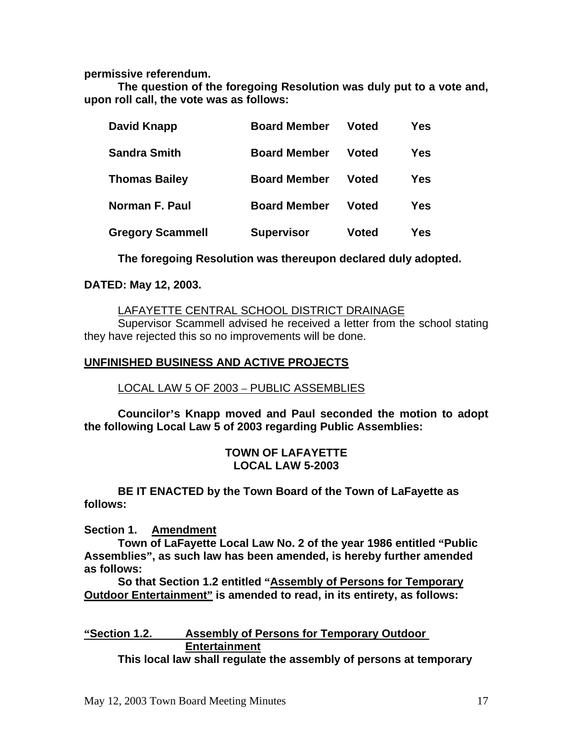**permissive referendum.**

**The question of the foregoing Resolution was duly put to a vote and, upon roll call, the vote was as follows:**

| | | | |
|---|---|---|---|
| **David Knapp** | **Board Member** | **Voted** | **Yes** |
| **Sandra Smith** | **Board Member** | **Voted** | **Yes** |
| **Thomas Bailey** | **Board Member** | **Voted** | **Yes** |
| **Norman F. Paul** | **Board Member** | **Voted** | **Yes** |
| **Gregory Scammell** | **Supervisor** | **Voted** | **Yes** |

**The foregoing Resolution was thereupon declared duly adopted.**

**DATED: May 12, 2003.**

<u>LAFAYETTE CENTRAL SCHOOL DISTRICT DRAINAGE</u>

Supervisor Scammell advised he received a letter from the school stating they have rejected this so no improvements will be done.

## **<u>UNFINISHED BUSINESS AND ACTIVE PROJECTS</u>**

<u>LOCAL LAW 5 OF 2003 – PUBLIC ASSEMBLIES</u>

**Councilor's Knapp moved and Paul seconded the motion to adopt the following Local Law 5 of 2003 regarding Public Assemblies:**

**TOWN OF LAFAYETTE**
**LOCAL LAW 5-2003**

**BE IT ENACTED by the Town Board of the Town of LaFayette as follows:**

**Section 1. <u>Amendment</u>**

**Town of LaFayette Local Law No. 2 of the year 1986 entitled "Public Assemblies", as such law has been amended, is hereby further amended as follows:**

**So that Section 1.2 entitled "<u>Assembly of Persons for Temporary Outdoor Entertainment"</u> is amended to read, in its entirety, as follows:**

**<u>"Section 1.2. Assembly of Persons for Temporary Outdoor Entertainment</u>**

**This local law shall regulate the assembly of persons at temporary**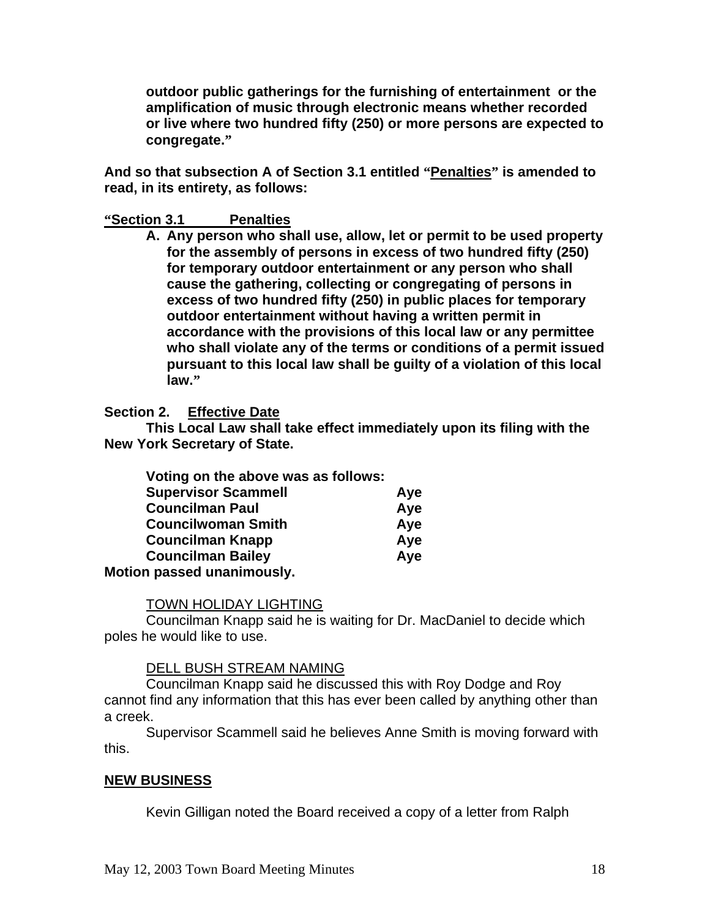**outdoor public gatherings for the furnishing of entertainment or the amplification of music through electronic means whether recorded or live where two hundred fifty (250) or more persons are expected to congregate."**

**And so that subsection A of Section 3.1 entitled "<u>Penalties</u>" is amended to read, in its entirety, as follows:**

**<u>"Section 3.1 Penalties</u>**

**A. Any person who shall use, allow, let or permit to be used property for the assembly of persons in excess of two hundred fifty (250) for temporary outdoor entertainment or any person who shall cause the gathering, collecting or congregating of persons in excess of two hundred fifty (250) in public places for temporary outdoor entertainment without having a written permit in accordance with the provisions of this local law or any permittee who shall violate any of the terms or conditions of a permit issued pursuant to this local law shall be guilty of a violation of this local law."**

**Section 2. <u>Effective Date</u>**

**This Local Law shall take effect immediately upon its filing with the New York Secretary of State.**

**Voting on the above was as follows:**

| | |
|---|---|
| **Supervisor Scammell** | **Aye** |
| **Councilman Paul** | **Aye** |
| **Councilwoman Smith** | **Aye** |
| **Councilman Knapp** | **Aye** |
| **Councilman Bailey** | **Aye** |

**Motion passed unanimously.**

<u>TOWN HOLIDAY LIGHTING</u>

Councilman Knapp said he is waiting for Dr. MacDaniel to decide which poles he would like to use.

<u>DELL BUSH STREAM NAMING</u>

Councilman Knapp said he discussed this with Roy Dodge and Roy cannot find any information that this has ever been called by anything other than a creek.

Supervisor Scammell said he believes Anne Smith is moving forward with this.

## <u>NEW BUSINESS</u>

Kevin Gilligan noted the Board received a copy of a letter from Ralph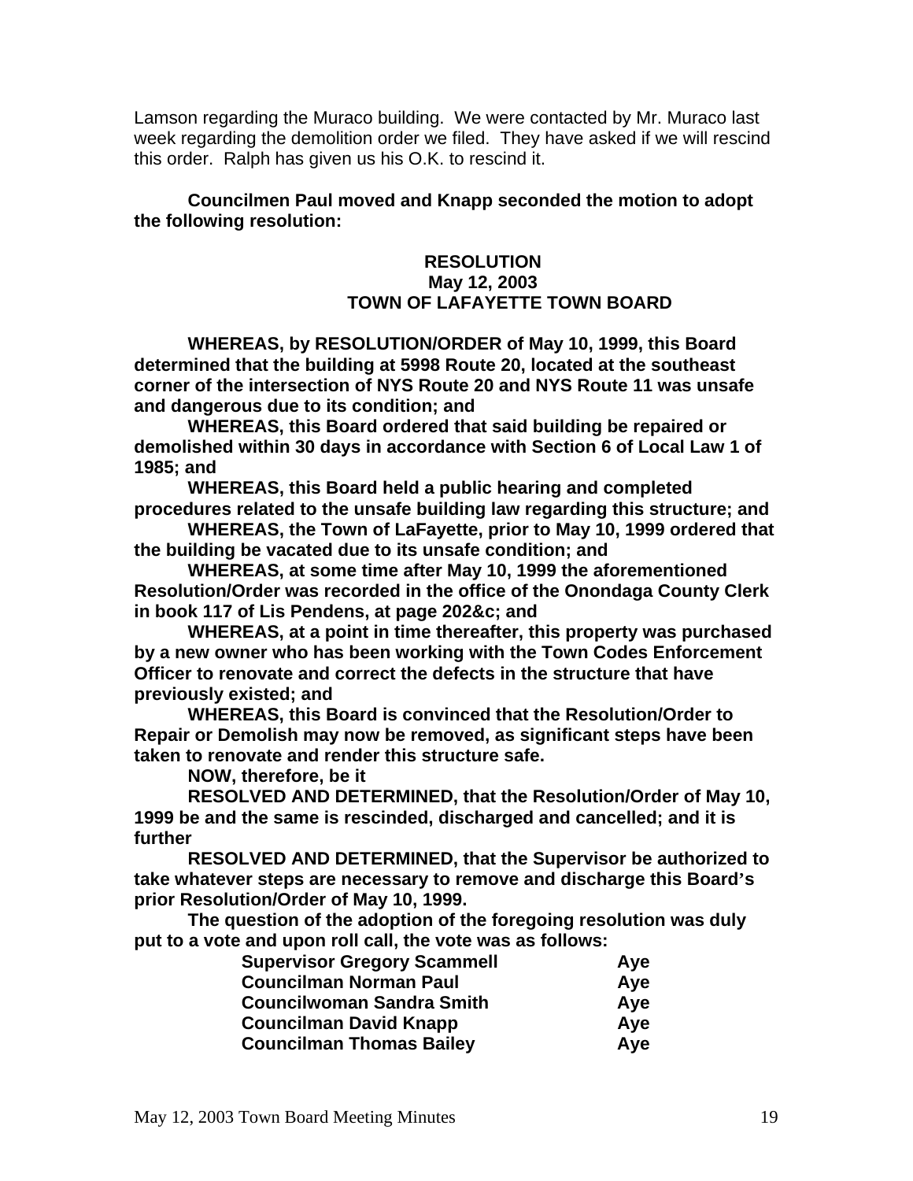Lamson regarding the Muraco building. We were contacted by Mr. Muraco last week regarding the demolition order we filed. They have asked if we will rescind this order. Ralph has given us his O.K. to rescind it.

**Councilmen Paul moved and Knapp seconded the motion to adopt the following resolution:**

**RESOLUTION**
**May 12, 2003**
**TOWN OF LAFAYETTE TOWN BOARD**

**WHEREAS, by RESOLUTION/ORDER of May 10, 1999, this Board determined that the building at 5998 Route 20, located at the southeast corner of the intersection of NYS Route 20 and NYS Route 11 was unsafe and dangerous due to its condition; and**

**WHEREAS, this Board ordered that said building be repaired or demolished within 30 days in accordance with Section 6 of Local Law 1 of 1985; and**

**WHEREAS, this Board held a public hearing and completed procedures related to the unsafe building law regarding this structure; and**

**WHEREAS, the Town of LaFayette, prior to May 10, 1999 ordered that the building be vacated due to its unsafe condition; and**

**WHEREAS, at some time after May 10, 1999 the aforementioned Resolution/Order was recorded in the office of the Onondaga County Clerk in book 117 of Lis Pendens, at page 202&c; and**

**WHEREAS, at a point in time thereafter, this property was purchased by a new owner who has been working with the Town Codes Enforcement Officer to renovate and correct the defects in the structure that have previously existed; and**

**WHEREAS, this Board is convinced that the Resolution/Order to Repair or Demolish may now be removed, as significant steps have been taken to renovate and render this structure safe.**

**NOW, therefore, be it**

**RESOLVED AND DETERMINED, that the Resolution/Order of May 10, 1999 be and the same is rescinded, discharged and cancelled; and it is further**

**RESOLVED AND DETERMINED, that the Supervisor be authorized to take whatever steps are necessary to remove and discharge this Board's prior Resolution/Order of May 10, 1999.**

**The question of the adoption of the foregoing resolution was duly put to a vote and upon roll call, the vote was as follows:**

| | |
|---|---|
| **Supervisor Gregory Scammell** | **Aye** |
| **Councilman Norman Paul** | **Aye** |
| **Councilwoman Sandra Smith** | **Aye** |
| **Councilman David Knapp** | **Aye** |
| **Councilman Thomas Bailey** | **Aye** |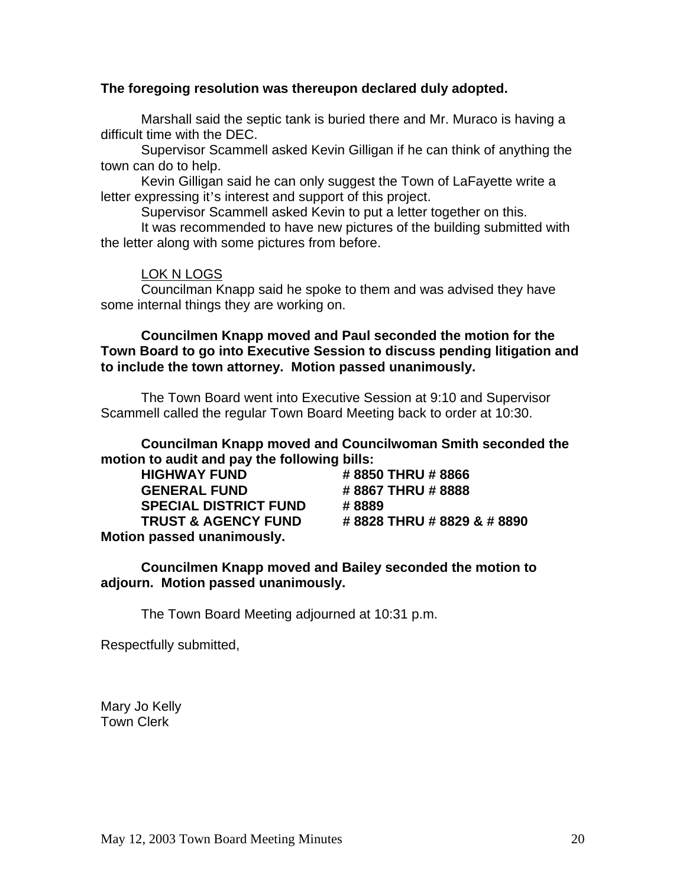**The foregoing resolution was thereupon declared duly adopted.**

Marshall said the septic tank is buried there and Mr. Muraco is having a difficult time with the DEC.

Supervisor Scammell asked Kevin Gilligan if he can think of anything the town can do to help.

Kevin Gilligan said he can only suggest the Town of LaFayette write a letter expressing it's interest and support of this project.

Supervisor Scammell asked Kevin to put a letter together on this.

It was recommended to have new pictures of the building submitted with the letter along with some pictures from before.

<u>LOK N LOGS</u>

Councilman Knapp said he spoke to them and was advised they have some internal things they are working on.

**Councilmen Knapp moved and Paul seconded the motion for the Town Board to go into Executive Session to discuss pending litigation and to include the town attorney. Motion passed unanimously.**

The Town Board went into Executive Session at 9:10 and Supervisor Scammell called the regular Town Board Meeting back to order at 10:30.

**Councilman Knapp moved and Councilwoman Smith seconded the motion to audit and pay the following bills:**

| | |
|---|---|
| **HIGHWAY FUND** | **# 8850 THRU # 8866** |
| **GENERAL FUND** | **# 8867 THRU # 8888** |
| **SPECIAL DISTRICT FUND** | **# 8889** |
| **TRUST & AGENCY FUND** | **# 8828 THRU # 8829 & # 8890** |

**Motion passed unanimously.**

**Councilmen Knapp moved and Bailey seconded the motion to adjourn. Motion passed unanimously.**

The Town Board Meeting adjourned at 10:31 p.m.

Respectfully submitted,

Mary Jo Kelly
Town Clerk